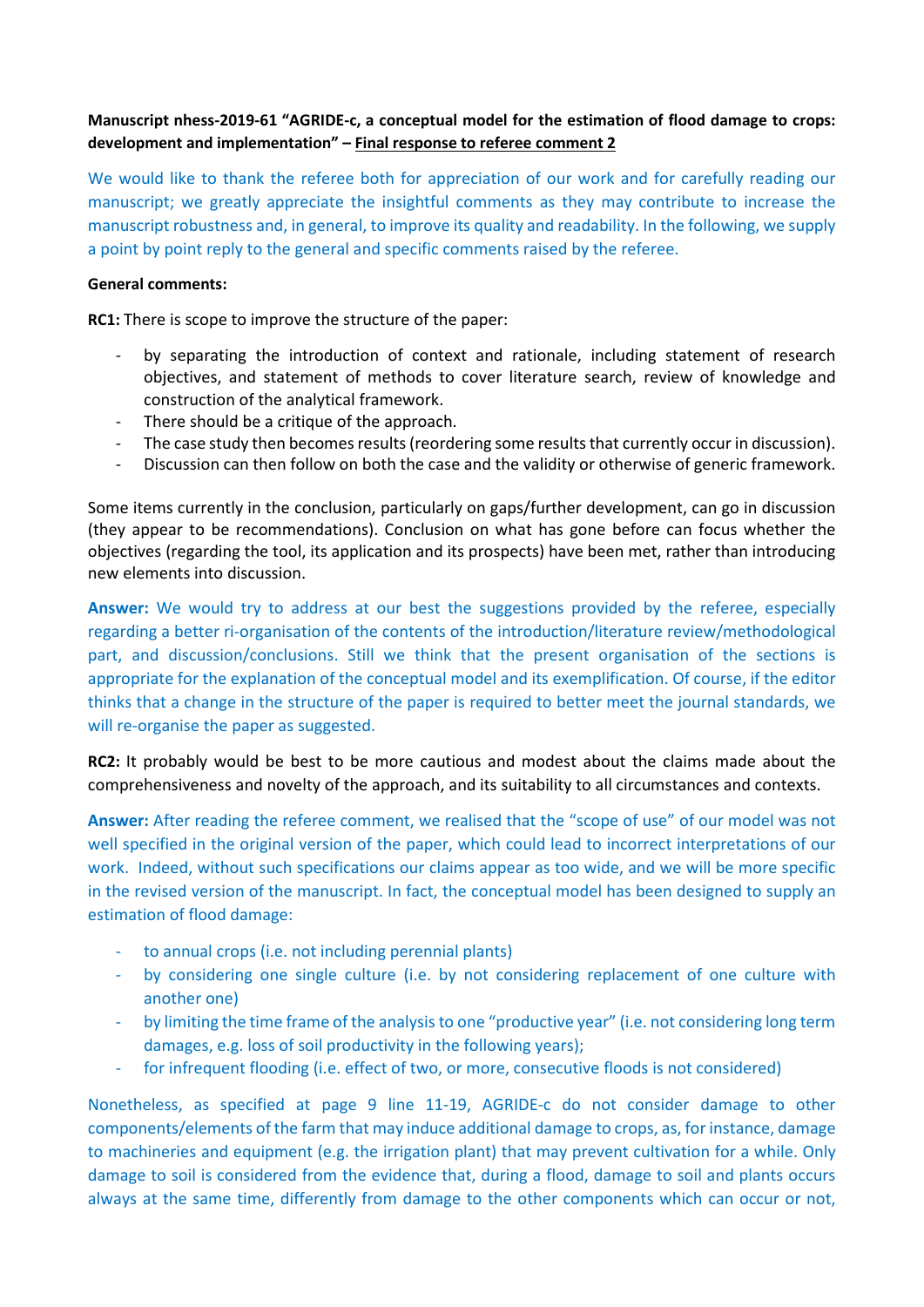**Manuscript nhess-2019-61 "AGRIDE-c, a conceptual model for the estimation of flood damage to crops: development and implementation" – Final response to referee comment 2**

We would like to thank the referee both for appreciation of our work and for carefully reading our manuscript; we greatly appreciate the insightful comments as they may contribute to increase the manuscript robustness and, in general, to improve its quality and readability. In the following, we supply a point by point reply to the general and specific comments raised by the referee.

**General comments:**

**RC1:** There is scope to improve the structure of the paper:

- by separating the introduction of context and rationale, including statement of research objectives, and statement of methods to cover literature search, review of knowledge and construction of the analytical framework.
- There should be a critique of the approach.
- The case study then becomes results (reordering some results that currently occur in discussion).
- Discussion can then follow on both the case and the validity or otherwise of generic framework.

Some items currently in the conclusion, particularly on gaps/further development, can go in discussion (they appear to be recommendations). Conclusion on what has gone before can focus whether the objectives (regarding the tool, its application and its prospects) have been met, rather than introducing new elements into discussion.

**Answer:** We would try to address at our best the suggestions provided by the referee, especially regarding a better ri-organisation of the contents of the introduction/literature review/methodological part, and discussion/conclusions. Still we think that the present organisation of the sections is appropriate for the explanation of the conceptual model and its exemplification. Of course, if the editor thinks that a change in the structure of the paper is required to better meet the journal standards, we will re-organise the paper as suggested.

**RC2:** It probably would be best to be more cautious and modest about the claims made about the comprehensiveness and novelty of the approach, and its suitability to all circumstances and contexts.

**Answer:** After reading the referee comment, we realised that the "scope of use" of our model was not well specified in the original version of the paper, which could lead to incorrect interpretations of our work. Indeed, without such specifications our claims appear as too wide, and we will be more specific in the revised version of the manuscript. In fact, the conceptual model has been designed to supply an estimation of flood damage:

- to annual crops (i.e. not including perennial plants)
- by considering one single culture (i.e. by not considering replacement of one culture with another one)
- by limiting the time frame of the analysis to one "productive year" (i.e. not considering long term damages, e.g. loss of soil productivity in the following years);
- for infrequent flooding (i.e. effect of two, or more, consecutive floods is not considered)

Nonetheless, as specified at page 9 line 11-19, AGRIDE-c do not consider damage to other components/elements of the farm that may induce additional damage to crops, as, for instance, damage to machineries and equipment (e.g. the irrigation plant) that may prevent cultivation for a while. Only damage to soil is considered from the evidence that, during a flood, damage to soil and plants occurs always at the same time, differently from damage to the other components which can occur or not,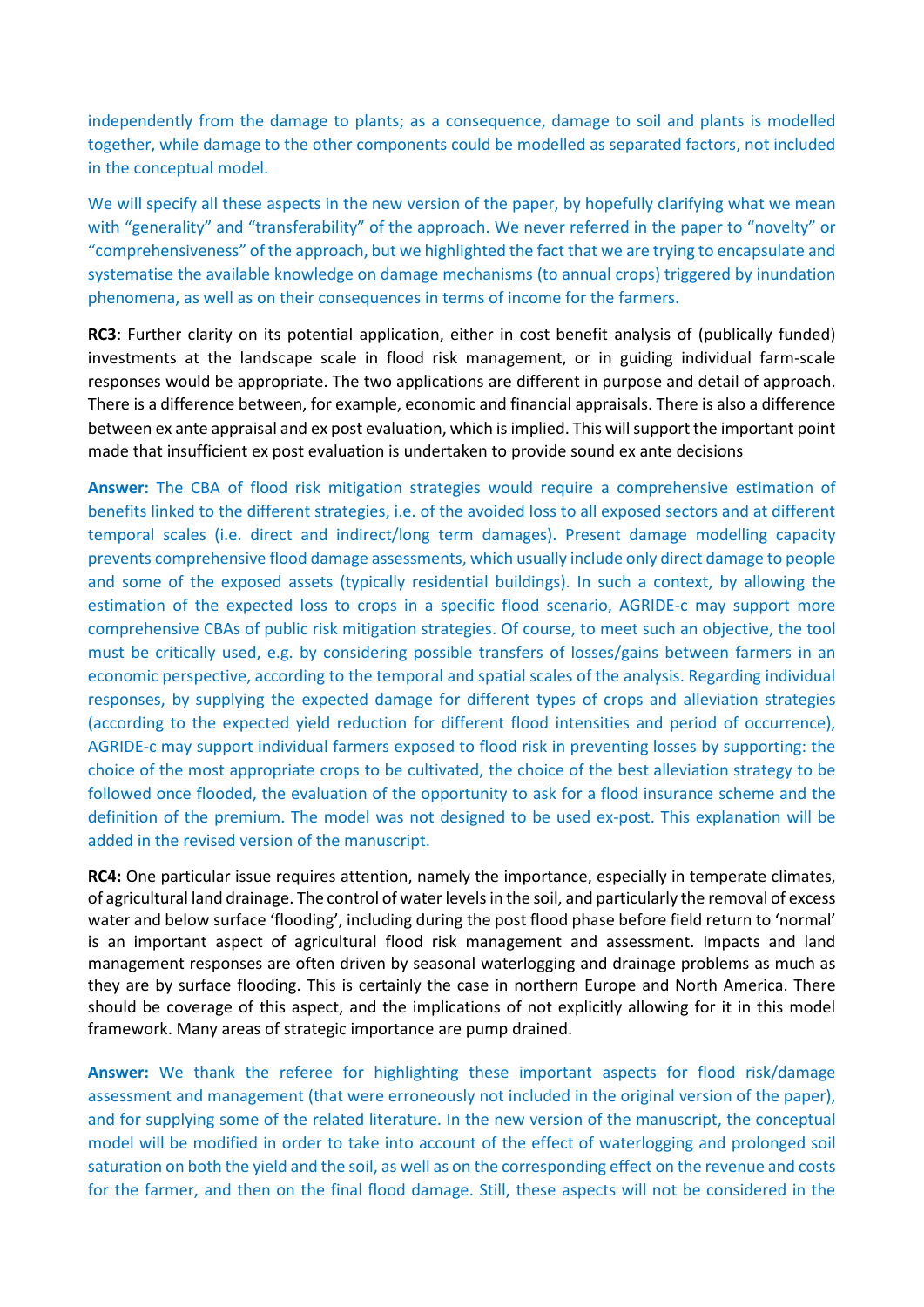independently from the damage to plants; as a consequence, damage to soil and plants is modelled together, while damage to the other components could be modelled as separated factors, not included in the conceptual model.

We will specify all these aspects in the new version of the paper, by hopefully clarifying what we mean with "generality" and "transferability" of the approach. We never referred in the paper to "novelty" or "comprehensiveness" of the approach, but we highlighted the fact that we are trying to encapsulate and systematise the available knowledge on damage mechanisms (to annual crops) triggered by inundation phenomena, as well as on their consequences in terms of income for the farmers.

**RC3**: Further clarity on its potential application, either in cost benefit analysis of (publically funded) investments at the landscape scale in flood risk management, or in guiding individual farm-scale responses would be appropriate. The two applications are different in purpose and detail of approach. There is a difference between, for example, economic and financial appraisals. There is also a difference between ex ante appraisal and ex post evaluation, which is implied. This will support the important point made that insufficient ex post evaluation is undertaken to provide sound ex ante decisions

**Answer:** The CBA of flood risk mitigation strategies would require a comprehensive estimation of benefits linked to the different strategies, i.e. of the avoided loss to all exposed sectors and at different temporal scales (i.e. direct and indirect/long term damages). Present damage modelling capacity prevents comprehensive flood damage assessments, which usually include only direct damage to people and some of the exposed assets (typically residential buildings). In such a context, by allowing the estimation of the expected loss to crops in a specific flood scenario, AGRIDE-c may support more comprehensive CBAs of public risk mitigation strategies. Of course, to meet such an objective, the tool must be critically used, e.g. by considering possible transfers of losses/gains between farmers in an economic perspective, according to the temporal and spatial scales of the analysis. Regarding individual responses, by supplying the expected damage for different types of crops and alleviation strategies (according to the expected yield reduction for different flood intensities and period of occurrence), AGRIDE-c may support individual farmers exposed to flood risk in preventing losses by supporting: the choice of the most appropriate crops to be cultivated, the choice of the best alleviation strategy to be followed once flooded, the evaluation of the opportunity to ask for a flood insurance scheme and the definition of the premium. The model was not designed to be used ex-post. This explanation will be added in the revised version of the manuscript.

**RC4:** One particular issue requires attention, namely the importance, especially in temperate climates, of agricultural land drainage. The control of water levels in the soil, and particularly the removal of excess water and below surface 'flooding', including during the post flood phase before field return to 'normal' is an important aspect of agricultural flood risk management and assessment. Impacts and land management responses are often driven by seasonal waterlogging and drainage problems as much as they are by surface flooding. This is certainly the case in northern Europe and North America. There should be coverage of this aspect, and the implications of not explicitly allowing for it in this model framework. Many areas of strategic importance are pump drained.

**Answer:** We thank the referee for highlighting these important aspects for flood risk/damage assessment and management (that were erroneously not included in the original version of the paper), and for supplying some of the related literature. In the new version of the manuscript, the conceptual model will be modified in order to take into account of the effect of waterlogging and prolonged soil saturation on both the yield and the soil, as well as on the corresponding effect on the revenue and costs for the farmer, and then on the final flood damage. Still, these aspects will not be considered in the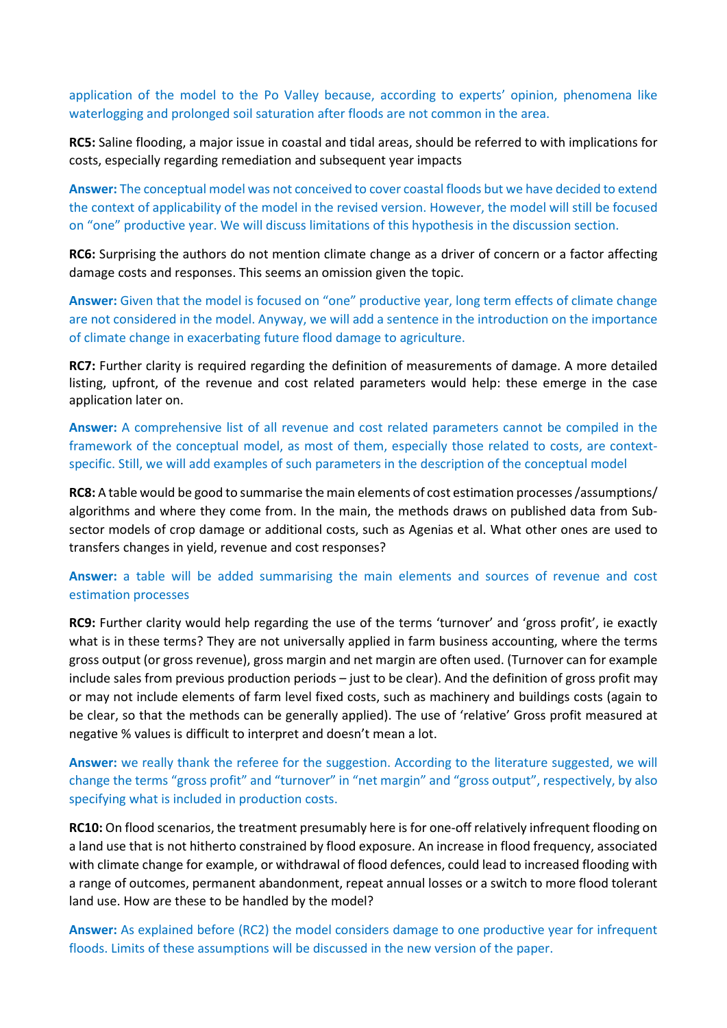application of the model to the Po Valley because, according to experts' opinion, phenomena like waterlogging and prolonged soil saturation after floods are not common in the area.

**RC5:** Saline flooding, a major issue in coastal and tidal areas, should be referred to with implications for costs, especially regarding remediation and subsequent year impacts

**Answer:** The conceptual model was not conceived to cover coastal floods but we have decided to extend the context of applicability of the model in the revised version. However, the model will still be focused on "one" productive year. We will discuss limitations of this hypothesis in the discussion section.

**RC6:** Surprising the authors do not mention climate change as a driver of concern or a factor affecting damage costs and responses. This seems an omission given the topic.

**Answer:** Given that the model is focused on "one" productive year, long term effects of climate change are not considered in the model. Anyway, we will add a sentence in the introduction on the importance of climate change in exacerbating future flood damage to agriculture.

**RC7:** Further clarity is required regarding the definition of measurements of damage. A more detailed listing, upfront, of the revenue and cost related parameters would help: these emerge in the case application later on.

**Answer:** A comprehensive list of all revenue and cost related parameters cannot be compiled in the framework of the conceptual model, as most of them, especially those related to costs, are context-specific. Still, we will add examples of such parameters in the description of the conceptual model

**RC8:** A table would be good to summarise the main elements of cost estimation processes /assumptions/ algorithms and where they come from. In the main, the methods draws on published data from Sub-sector models of crop damage or additional costs, such as Agenias et al. What other ones are used to transfers changes in yield, revenue and cost responses?

**Answer:** a table will be added summarising the main elements and sources of revenue and cost estimation processes

**RC9:** Further clarity would help regarding the use of the terms 'turnover' and 'gross profit', ie exactly what is in these terms? They are not universally applied in farm business accounting, where the terms gross output (or gross revenue), gross margin and net margin are often used. (Turnover can for example include sales from previous production periods – just to be clear). And the definition of gross profit may or may not include elements of farm level fixed costs, such as machinery and buildings costs (again to be clear, so that the methods can be generally applied). The use of 'relative' Gross profit measured at negative % values is difficult to interpret and doesn't mean a lot.

**Answer:** we really thank the referee for the suggestion. According to the literature suggested, we will change the terms "gross profit" and "turnover" in "net margin" and "gross output", respectively, by also specifying what is included in production costs.

**RC10:** On flood scenarios, the treatment presumably here is for one-off relatively infrequent flooding on a land use that is not hitherto constrained by flood exposure. An increase in flood frequency, associated with climate change for example, or withdrawal of flood defences, could lead to increased flooding with a range of outcomes, permanent abandonment, repeat annual losses or a switch to more flood tolerant land use. How are these to be handled by the model?

**Answer:** As explained before (RC2) the model considers damage to one productive year for infrequent floods. Limits of these assumptions will be discussed in the new version of the paper.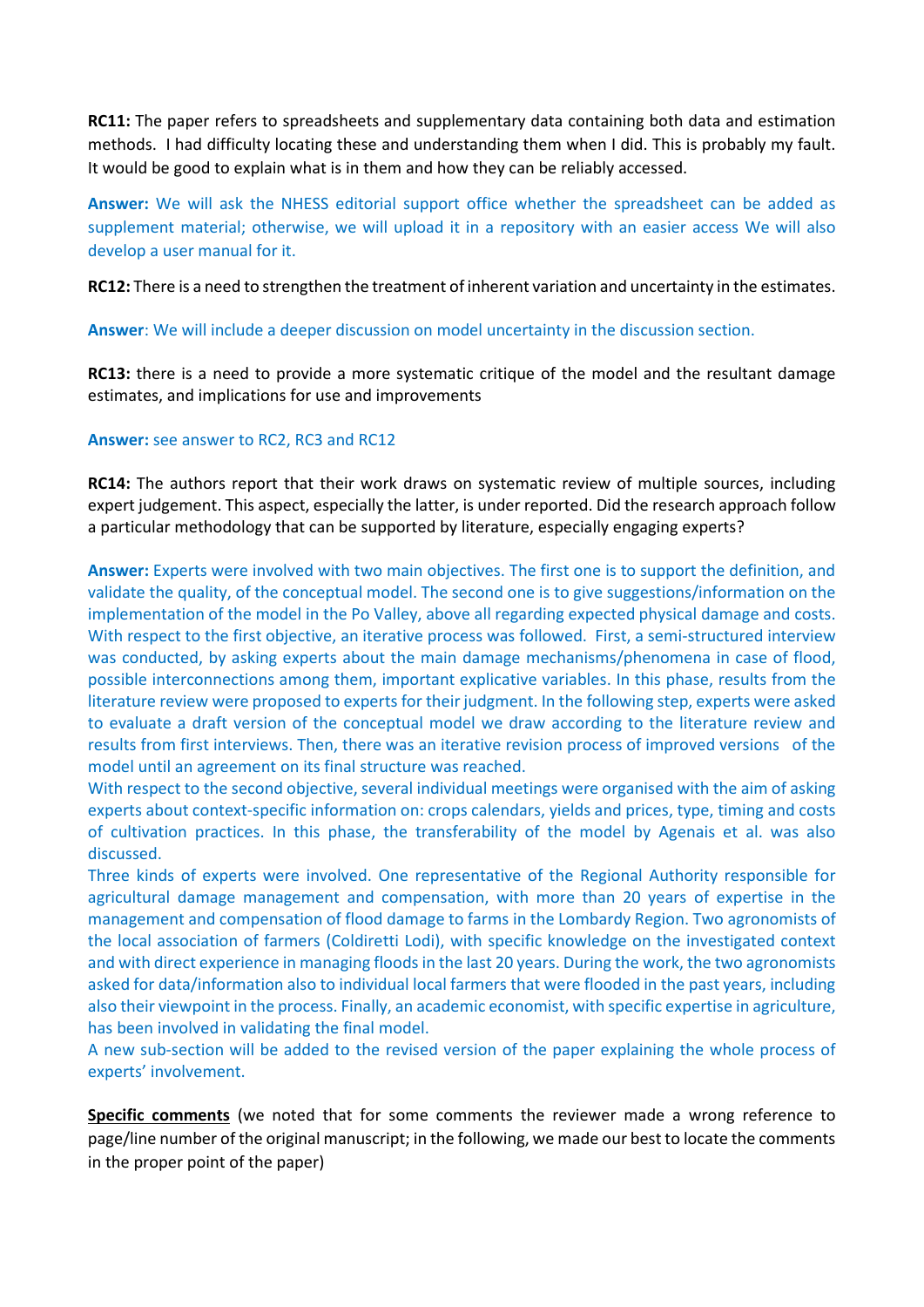**RC11:** The paper refers to spreadsheets and supplementary data containing both data and estimation methods. I had difficulty locating these and understanding them when I did. This is probably my fault. It would be good to explain what is in them and how they can be reliably accessed.

**Answer:** We will ask the NHESS editorial support office whether the spreadsheet can be added as supplement material; otherwise, we will upload it in a repository with an easier access We will also develop a user manual for it.

**RC12:** There is a need to strengthen the treatment of inherent variation and uncertainty in the estimates.

**Answer**: We will include a deeper discussion on model uncertainty in the discussion section.

**RC13:** there is a need to provide a more systematic critique of the model and the resultant damage estimates, and implications for use and improvements

**Answer:** see answer to RC2, RC3 and RC12

**RC14:** The authors report that their work draws on systematic review of multiple sources, including expert judgement. This aspect, especially the latter, is under reported. Did the research approach follow a particular methodology that can be supported by literature, especially engaging experts?

**Answer:** Experts were involved with two main objectives. The first one is to support the definition, and validate the quality, of the conceptual model. The second one is to give suggestions/information on the implementation of the model in the Po Valley, above all regarding expected physical damage and costs. With respect to the first objective, an iterative process was followed. First, a semi-structured interview was conducted, by asking experts about the main damage mechanisms/phenomena in case of flood, possible interconnections among them, important explicative variables. In this phase, results from the literature review were proposed to experts for their judgment. In the following step, experts were asked to evaluate a draft version of the conceptual model we draw according to the literature review and results from first interviews. Then, there was an iterative revision process of improved versions of the model until an agreement on its final structure was reached.
With respect to the second objective, several individual meetings were organised with the aim of asking experts about context-specific information on: crops calendars, yields and prices, type, timing and costs of cultivation practices. In this phase, the transferability of the model by Agenais et al. was also discussed.
Three kinds of experts were involved. One representative of the Regional Authority responsible for agricultural damage management and compensation, with more than 20 years of expertise in the management and compensation of flood damage to farms in the Lombardy Region. Two agronomists of the local association of farmers (Coldiretti Lodi), with specific knowledge on the investigated context and with direct experience in managing floods in the last 20 years. During the work, the two agronomists asked for data/information also to individual local farmers that were flooded in the past years, including also their viewpoint in the process. Finally, an academic economist, with specific expertise in agriculture, has been involved in validating the final model.
A new sub-section will be added to the revised version of the paper explaining the whole process of experts' involvement.

**Specific comments** (we noted that for some comments the reviewer made a wrong reference to page/line number of the original manuscript; in the following, we made our best to locate the comments in the proper point of the paper)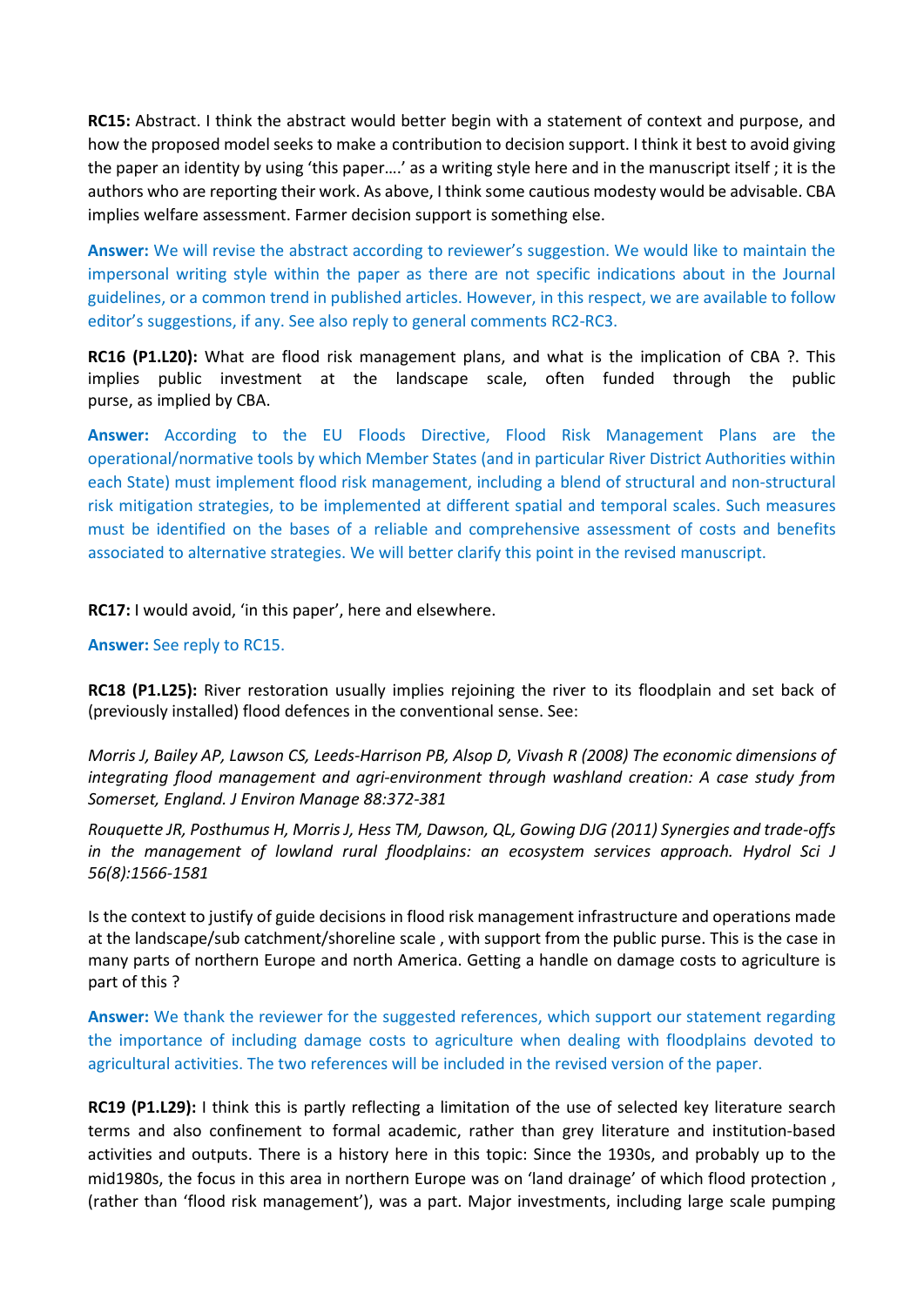**RC15:** Abstract. I think the abstract would better begin with a statement of context and purpose, and how the proposed model seeks to make a contribution to decision support. I think it best to avoid giving the paper an identity by using 'this paper….' as a writing style here and in the manuscript itself ; it is the authors who are reporting their work. As above, I think some cautious modesty would be advisable. CBA implies welfare assessment. Farmer decision support is something else.

**Answer:** We will revise the abstract according to reviewer's suggestion. We would like to maintain the impersonal writing style within the paper as there are not specific indications about in the Journal guidelines, or a common trend in published articles. However, in this respect, we are available to follow editor's suggestions, if any. See also reply to general comments RC2-RC3.

**RC16 (P1.L20):** What are flood risk management plans, and what is the implication of CBA ?. This implies public investment at the landscape scale, often funded through the public purse, as implied by CBA.

**Answer:** According to the EU Floods Directive, Flood Risk Management Plans are the operational/normative tools by which Member States (and in particular River District Authorities within each State) must implement flood risk management, including a blend of structural and non-structural risk mitigation strategies, to be implemented at different spatial and temporal scales. Such measures must be identified on the bases of a reliable and comprehensive assessment of costs and benefits associated to alternative strategies. We will better clarify this point in the revised manuscript.

**RC17:** I would avoid, 'in this paper', here and elsewhere.

**Answer:** See reply to RC15.

**RC18 (P1.L25):** River restoration usually implies rejoining the river to its floodplain and set back of (previously installed) flood defences in the conventional sense. See:

*Morris J, Bailey AP, Lawson CS, Leeds-Harrison PB, Alsop D, Vivash R (2008) The economic dimensions of integrating flood management and agri-environment through washland creation: A case study from Somerset, England. J Environ Manage 88:372-381*

*Rouquette JR, Posthumus H, Morris J, Hess TM, Dawson, QL, Gowing DJG (2011) Synergies and trade-offs in the management of lowland rural floodplains: an ecosystem services approach. Hydrol Sci J 56(8):1566-1581*

Is the context to justify of guide decisions in flood risk management infrastructure and operations made at the landscape/sub catchment/shoreline scale , with support from the public purse. This is the case in many parts of northern Europe and north America. Getting a handle on damage costs to agriculture is part of this ?

**Answer:** We thank the reviewer for the suggested references, which support our statement regarding the importance of including damage costs to agriculture when dealing with floodplains devoted to agricultural activities. The two references will be included in the revised version of the paper.

**RC19 (P1.L29):** I think this is partly reflecting a limitation of the use of selected key literature search terms and also confinement to formal academic, rather than grey literature and institution-based activities and outputs. There is a history here in this topic: Since the 1930s, and probably up to the mid1980s, the focus in this area in northern Europe was on 'land drainage' of which flood protection , (rather than 'flood risk management'), was a part. Major investments, including large scale pumping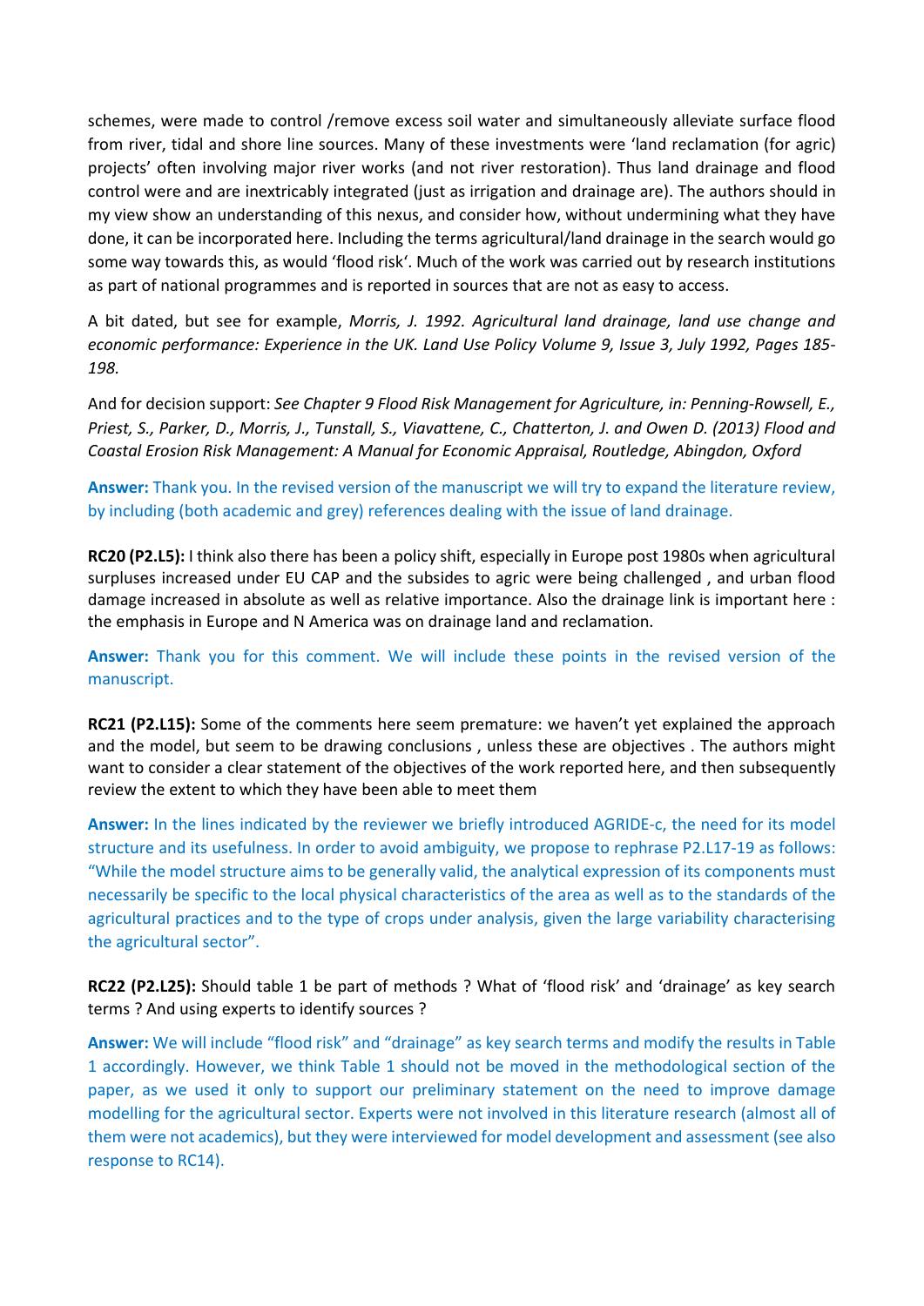schemes, were made to control /remove excess soil water and simultaneously alleviate surface flood from river, tidal and shore line sources. Many of these investments were 'land reclamation (for agric) projects' often involving major river works (and not river restoration). Thus land drainage and flood control were and are inextricably integrated (just as irrigation and drainage are). The authors should in my view show an understanding of this nexus, and consider how, without undermining what they have done, it can be incorporated here. Including the terms agricultural/land drainage in the search would go some way towards this, as would 'flood risk'. Much of the work was carried out by research institutions as part of national programmes and is reported in sources that are not as easy to access.

A bit dated, but see for example, *Morris, J. 1992. Agricultural land drainage, land use change and economic performance: Experience in the UK. Land Use Policy Volume 9, Issue 3, July 1992, Pages 185-198.*

And for decision support: *See Chapter 9 Flood Risk Management for Agriculture, in: Penning-Rowsell, E., Priest, S., Parker, D., Morris, J., Tunstall, S., Viavattene, C., Chatterton, J. and Owen D. (2013) Flood and Coastal Erosion Risk Management: A Manual for Economic Appraisal, Routledge, Abingdon, Oxford*

**Answer:** Thank you. In the revised version of the manuscript we will try to expand the literature review, by including (both academic and grey) references dealing with the issue of land drainage.

**RC20 (P2.L5):** I think also there has been a policy shift, especially in Europe post 1980s when agricultural surpluses increased under EU CAP and the subsides to agric were being challenged , and urban flood damage increased in absolute as well as relative importance. Also the drainage link is important here : the emphasis in Europe and N America was on drainage land and reclamation.

**Answer:** Thank you for this comment. We will include these points in the revised version of the manuscript.

**RC21 (P2.L15):** Some of the comments here seem premature: we haven't yet explained the approach and the model, but seem to be drawing conclusions , unless these are objectives . The authors might want to consider a clear statement of the objectives of the work reported here, and then subsequently review the extent to which they have been able to meet them

**Answer:** In the lines indicated by the reviewer we briefly introduced AGRIDE-c, the need for its model structure and its usefulness. In order to avoid ambiguity, we propose to rephrase P2.L17-19 as follows: "While the model structure aims to be generally valid, the analytical expression of its components must necessarily be specific to the local physical characteristics of the area as well as to the standards of the agricultural practices and to the type of crops under analysis, given the large variability characterising the agricultural sector".

**RC22 (P2.L25):** Should table 1 be part of methods ? What of 'flood risk' and 'drainage' as key search terms ? And using experts to identify sources ?

**Answer:** We will include "flood risk" and "drainage" as key search terms and modify the results in Table 1 accordingly. However, we think Table 1 should not be moved in the methodological section of the paper, as we used it only to support our preliminary statement on the need to improve damage modelling for the agricultural sector. Experts were not involved in this literature research (almost all of them were not academics), but they were interviewed for model development and assessment (see also response to RC14).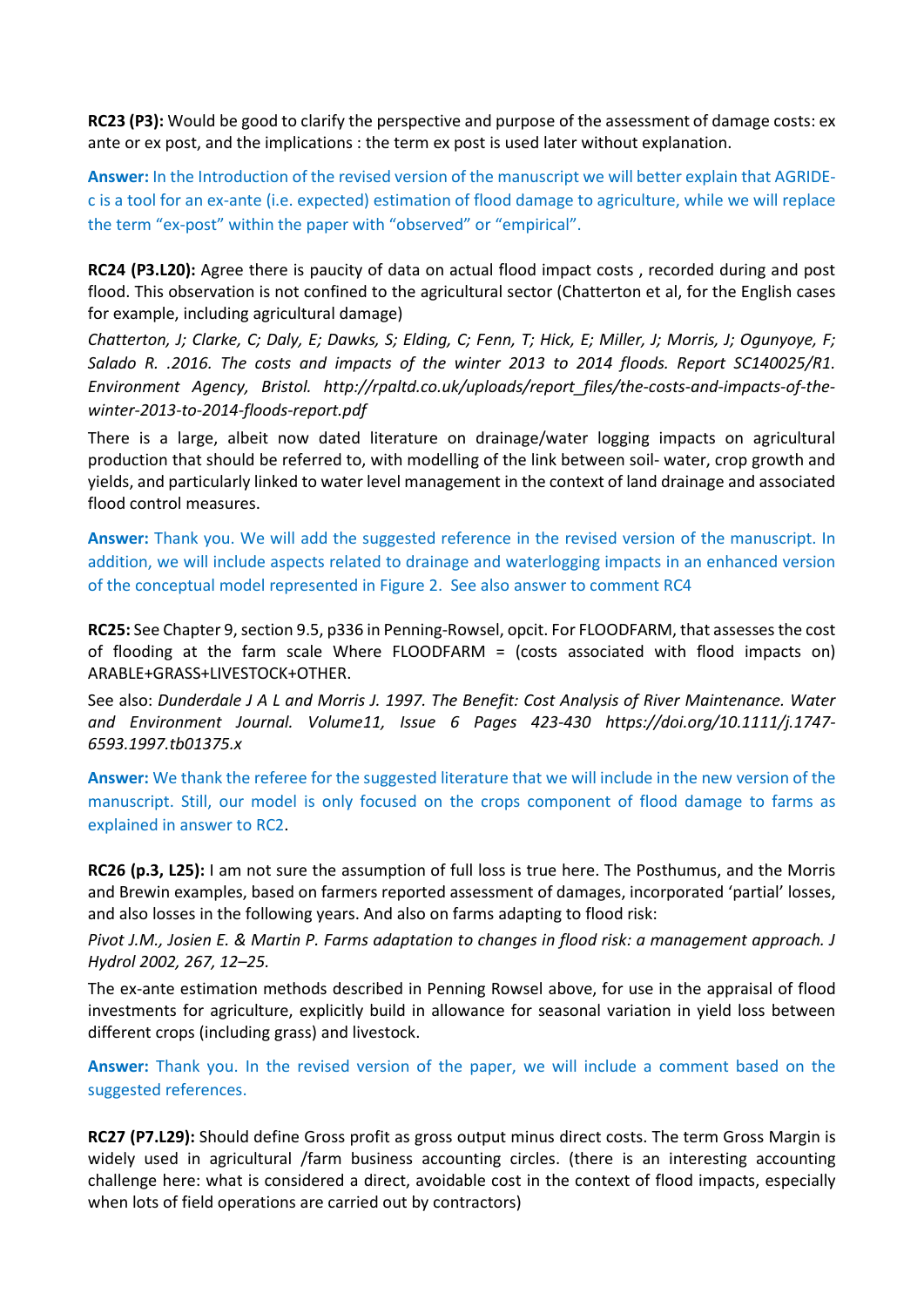**RC23 (P3):** Would be good to clarify the perspective and purpose of the assessment of damage costs: ex ante or ex post, and the implications : the term ex post is used later without explanation.

**Answer:** In the Introduction of the revised version of the manuscript we will better explain that AGRIDE-c is a tool for an ex-ante (i.e. expected) estimation of flood damage to agriculture, while we will replace the term "ex-post" within the paper with "observed" or "empirical".

**RC24 (P3.L20):** Agree there is paucity of data on actual flood impact costs , recorded during and post flood. This observation is not confined to the agricultural sector (Chatterton et al, for the English cases for example, including agricultural damage)

*Chatterton, J; Clarke, C; Daly, E; Dawks, S; Elding, C; Fenn, T; Hick, E; Miller, J; Morris, J; Ogunyoye, F; Salado R. .2016. The costs and impacts of the winter 2013 to 2014 floods. Report SC140025/R1. Environment Agency, Bristol. http://rpaltd.co.uk/uploads/report_files/the-costs-and-impacts-of-the-winter-2013-to-2014-floods-report.pdf*

There is a large, albeit now dated literature on drainage/water logging impacts on agricultural production that should be referred to, with modelling of the link between soil- water, crop growth and yields, and particularly linked to water level management in the context of land drainage and associated flood control measures.

**Answer:** Thank you. We will add the suggested reference in the revised version of the manuscript. In addition, we will include aspects related to drainage and waterlogging impacts in an enhanced version of the conceptual model represented in Figure 2. See also answer to comment RC4

**RC25:** See Chapter 9, section 9.5, p336 in Penning-Rowsel, opcit. For FLOODFARM, that assesses the cost of flooding at the farm scale Where FLOODFARM = (costs associated with flood impacts on) ARABLE+GRASS+LIVESTOCK+OTHER.

See also: *Dunderdale J A L and Morris J. 1997. The Benefit: Cost Analysis of River Maintenance. Water and Environment Journal. Volume11, Issue 6 Pages 423-430 https://doi.org/10.1111/j.1747-6593.1997.tb01375.x*

**Answer:** We thank the referee for the suggested literature that we will include in the new version of the manuscript. Still, our model is only focused on the crops component of flood damage to farms as explained in answer to RC2.

**RC26 (p.3, L25):** I am not sure the assumption of full loss is true here. The Posthumus, and the Morris and Brewin examples, based on farmers reported assessment of damages, incorporated 'partial' losses, and also losses in the following years. And also on farms adapting to flood risk:

*Pivot J.M., Josien E. & Martin P. Farms adaptation to changes in flood risk: a management approach. J Hydrol 2002, 267, 12–25.*

The ex-ante estimation methods described in Penning Rowsel above, for use in the appraisal of flood investments for agriculture, explicitly build in allowance for seasonal variation in yield loss between different crops (including grass) and livestock.

**Answer:** Thank you. In the revised version of the paper, we will include a comment based on the suggested references.

**RC27 (P7.L29):** Should define Gross profit as gross output minus direct costs. The term Gross Margin is widely used in agricultural /farm business accounting circles. (there is an interesting accounting challenge here: what is considered a direct, avoidable cost in the context of flood impacts, especially when lots of field operations are carried out by contractors)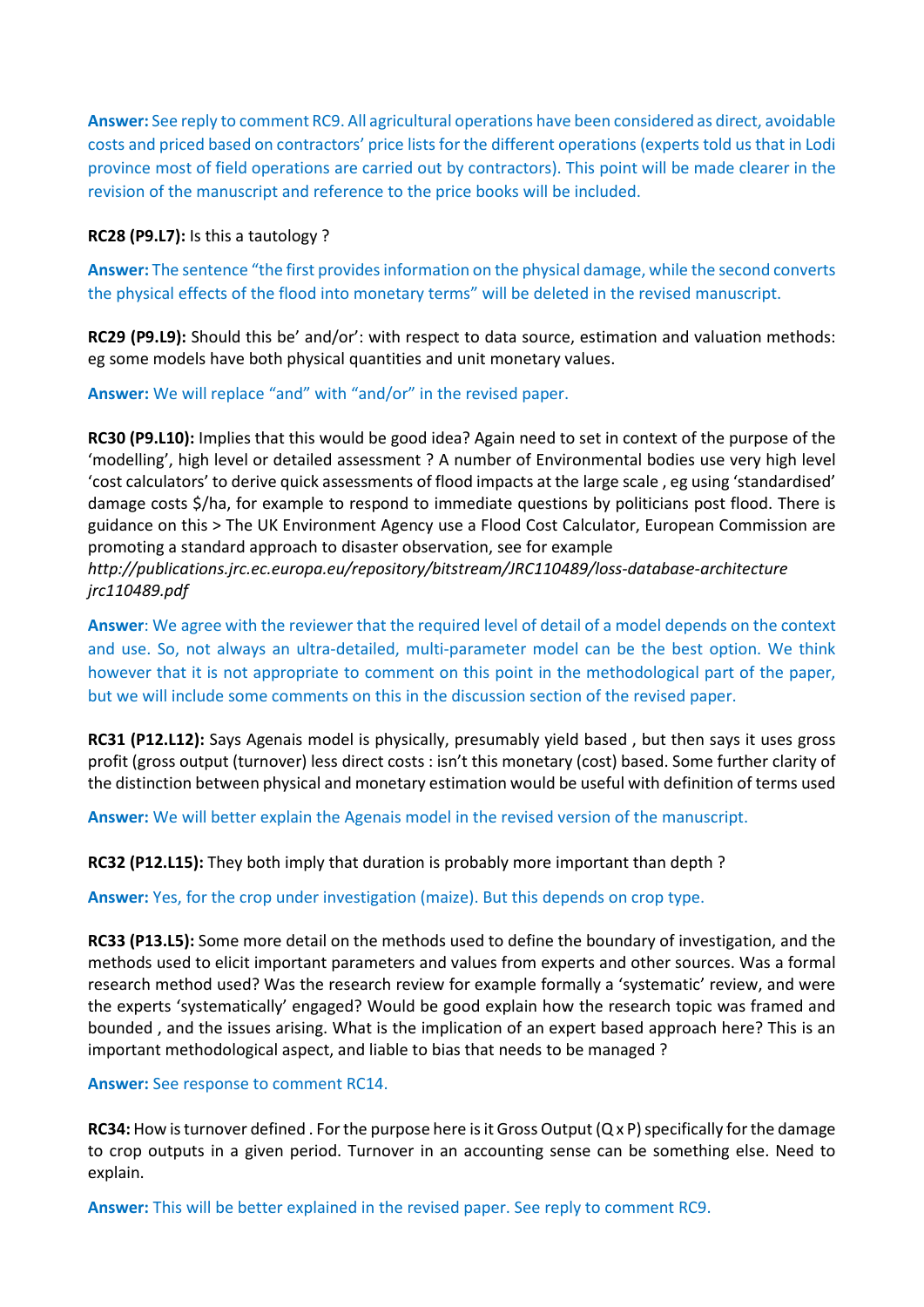**Answer:** See reply to comment RC9. All agricultural operations have been considered as direct, avoidable costs and priced based on contractors' price lists for the different operations (experts told us that in Lodi province most of field operations are carried out by contractors). This point will be made clearer in the revision of the manuscript and reference to the price books will be included.

**RC28 (P9.L7):** Is this a tautology ?

**Answer:** The sentence "the first provides information on the physical damage, while the second converts the physical effects of the flood into monetary terms" will be deleted in the revised manuscript.

**RC29 (P9.L9):** Should this be' and/or': with respect to data source, estimation and valuation methods: eg some models have both physical quantities and unit monetary values.

**Answer:** We will replace "and" with "and/or" in the revised paper.

**RC30 (P9.L10):** Implies that this would be good idea? Again need to set in context of the purpose of the 'modelling', high level or detailed assessment ? A number of Environmental bodies use very high level 'cost calculators' to derive quick assessments of flood impacts at the large scale , eg using 'standardised' damage costs $/ha, for example to respond to immediate questions by politicians post flood. There is guidance on this > The UK Environment Agency use a Flood Cost Calculator, European Commission are promoting a standard approach to disaster observation, see for example *http://publications.jrc.ec.europa.eu/repository/bitstream/JRC110489/loss-database-architecture jrc110489.pdf*

**Answer**: We agree with the reviewer that the required level of detail of a model depends on the context and use. So, not always an ultra-detailed, multi-parameter model can be the best option. We think however that it is not appropriate to comment on this point in the methodological part of the paper, but we will include some comments on this in the discussion section of the revised paper.

**RC31 (P12.L12):** Says Agenais model is physically, presumably yield based , but then says it uses gross profit (gross output (turnover) less direct costs : isn't this monetary (cost) based. Some further clarity of the distinction between physical and monetary estimation would be useful with definition of terms used

**Answer:** We will better explain the Agenais model in the revised version of the manuscript.

**RC32 (P12.L15):** They both imply that duration is probably more important than depth ?

**Answer:** Yes, for the crop under investigation (maize). But this depends on crop type.

**RC33 (P13.L5):** Some more detail on the methods used to define the boundary of investigation, and the methods used to elicit important parameters and values from experts and other sources. Was a formal research method used? Was the research review for example formally a 'systematic' review, and were the experts 'systematically' engaged? Would be good explain how the research topic was framed and bounded , and the issues arising. What is the implication of an expert based approach here? This is an important methodological aspect, and liable to bias that needs to be managed ?

**Answer:** See response to comment RC14.

**RC34:** How is turnover defined . For the purpose here is it Gross Output (Q x P) specifically for the damage to crop outputs in a given period. Turnover in an accounting sense can be something else. Need to explain.

**Answer:** This will be better explained in the revised paper. See reply to comment RC9.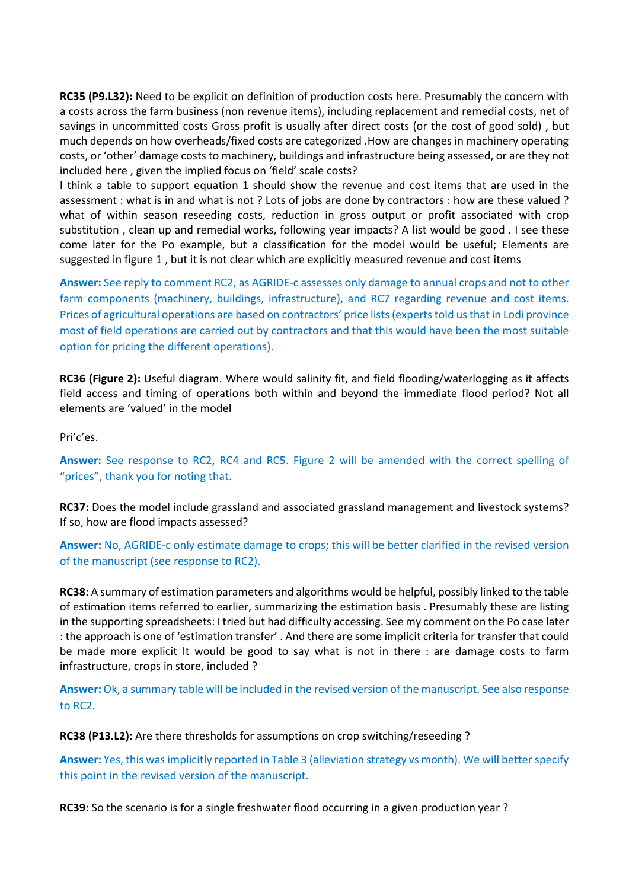**RC35 (P9.L32):** Need to be explicit on definition of production costs here. Presumably the concern with a costs across the farm business (non revenue items), including replacement and remedial costs, net of savings in uncommitted costs Gross profit is usually after direct costs (or the cost of good sold) , but much depends on how overheads/fixed costs are categorized .How are changes in machinery operating costs, or 'other' damage costs to machinery, buildings and infrastructure being assessed, or are they not included here , given the implied focus on 'field' scale costs?

I think a table to support equation 1 should show the revenue and cost items that are used in the assessment : what is in and what is not ? Lots of jobs are done by contractors : how are these valued ? what of within season reseeding costs, reduction in gross output or profit associated with crop substitution , clean up and remedial works, following year impacts? A list would be good . I see these come later for the Po example, but a classification for the model would be useful; Elements are suggested in figure 1 , but it is not clear which are explicitly measured revenue and cost items

**Answer:** See reply to comment RC2, as AGRIDE-c assesses only damage to annual crops and not to other farm components (machinery, buildings, infrastructure), and RC7 regarding revenue and cost items. Prices of agricultural operations are based on contractors' price lists (experts told us that in Lodi province most of field operations are carried out by contractors and that this would have been the most suitable option for pricing the different operations).

**RC36 (Figure 2):** Useful diagram. Where would salinity fit, and field flooding/waterlogging as it affects field access and timing of operations both within and beyond the immediate flood period? Not all elements are 'valued' in the model

Pri'c'es.

**Answer:** See response to RC2, RC4 and RC5. Figure 2 will be amended with the correct spelling of "prices", thank you for noting that.

**RC37:** Does the model include grassland and associated grassland management and livestock systems? If so, how are flood impacts assessed?

**Answer:** No, AGRIDE-c only estimate damage to crops; this will be better clarified in the revised version of the manuscript (see response to RC2).

**RC38:** A summary of estimation parameters and algorithms would be helpful, possibly linked to the table of estimation items referred to earlier, summarizing the estimation basis . Presumably these are listing in the supporting spreadsheets: I tried but had difficulty accessing. See my comment on the Po case later : the approach is one of 'estimation transfer' . And there are some implicit criteria for transfer that could be made more explicit It would be good to say what is not in there : are damage costs to farm infrastructure, crops in store, included ?

**Answer:** Ok, a summary table will be included in the revised version of the manuscript. See also response to RC2.

**RC38 (P13.L2):** Are there thresholds for assumptions on crop switching/reseeding ?

**Answer:** Yes, this was implicitly reported in Table 3 (alleviation strategy vs month). We will better specify this point in the revised version of the manuscript.

**RC39:** So the scenario is for a single freshwater flood occurring in a given production year ?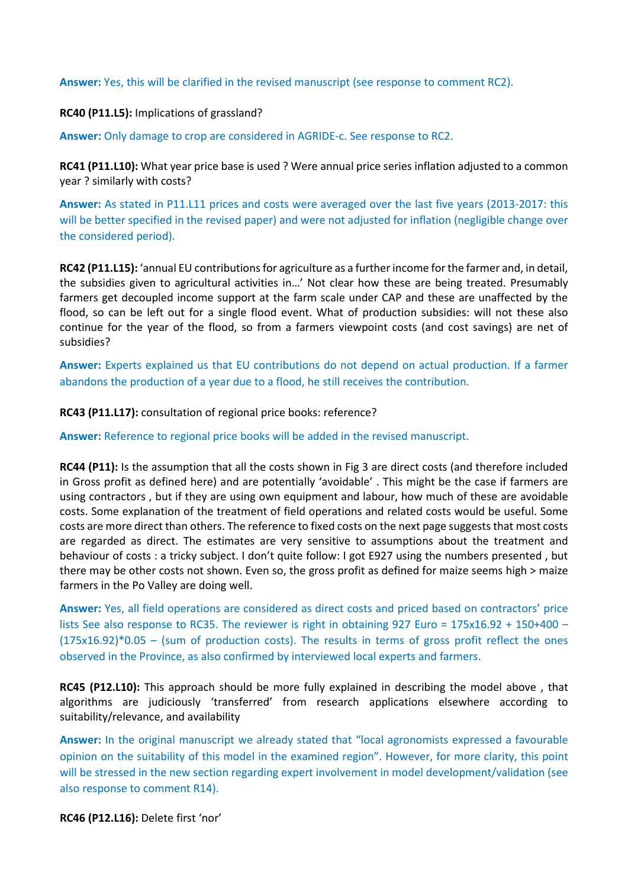**Answer:** Yes, this will be clarified in the revised manuscript (see response to comment RC2).

**RC40 (P11.L5):** Implications of grassland?

**Answer:** Only damage to crop are considered in AGRIDE-c. See response to RC2.

**RC41 (P11.L10):** What year price base is used ? Were annual price series inflation adjusted to a common year ? similarly with costs?

**Answer:** As stated in P11.L11 prices and costs were averaged over the last five years (2013-2017: this will be better specified in the revised paper) and were not adjusted for inflation (negligible change over the considered period).

**RC42 (P11.L15):** 'annual EU contributions for agriculture as a further income for the farmer and, in detail, the subsidies given to agricultural activities in…' Not clear how these are being treated. Presumably farmers get decoupled income support at the farm scale under CAP and these are unaffected by the flood, so can be left out for a single flood event. What of production subsidies: will not these also continue for the year of the flood, so from a farmers viewpoint costs (and cost savings) are net of subsidies?

**Answer:** Experts explained us that EU contributions do not depend on actual production. If a farmer abandons the production of a year due to a flood, he still receives the contribution.

**RC43 (P11.L17):** consultation of regional price books: reference?

**Answer:** Reference to regional price books will be added in the revised manuscript.

**RC44 (P11):** Is the assumption that all the costs shown in Fig 3 are direct costs (and therefore included in Gross profit as defined here) and are potentially 'avoidable' . This might be the case if farmers are using contractors , but if they are using own equipment and labour, how much of these are avoidable costs. Some explanation of the treatment of field operations and related costs would be useful. Some costs are more direct than others. The reference to fixed costs on the next page suggests that most costs are regarded as direct. The estimates are very sensitive to assumptions about the treatment and behaviour of costs : a tricky subject. I don't quite follow: I got E927 using the numbers presented , but there may be other costs not shown. Even so, the gross profit as defined for maize seems high > maize farmers in the Po Valley are doing well.

**Answer:** Yes, all field operations are considered as direct costs and priced based on contractors' price lists See also response to RC35. The reviewer is right in obtaining 927 Euro = 175x16.92 + 150+400 – (175x16.92)*0.05 – (sum of production costs). The results in terms of gross profit reflect the ones observed in the Province, as also confirmed by interviewed local experts and farmers.

**RC45 (P12.L10):** This approach should be more fully explained in describing the model above , that algorithms are judiciously 'transferred' from research applications elsewhere according to suitability/relevance, and availability

**Answer:** In the original manuscript we already stated that "local agronomists expressed a favourable opinion on the suitability of this model in the examined region". However, for more clarity, this point will be stressed in the new section regarding expert involvement in model development/validation (see also response to comment R14).

**RC46 (P12.L16):** Delete first 'nor'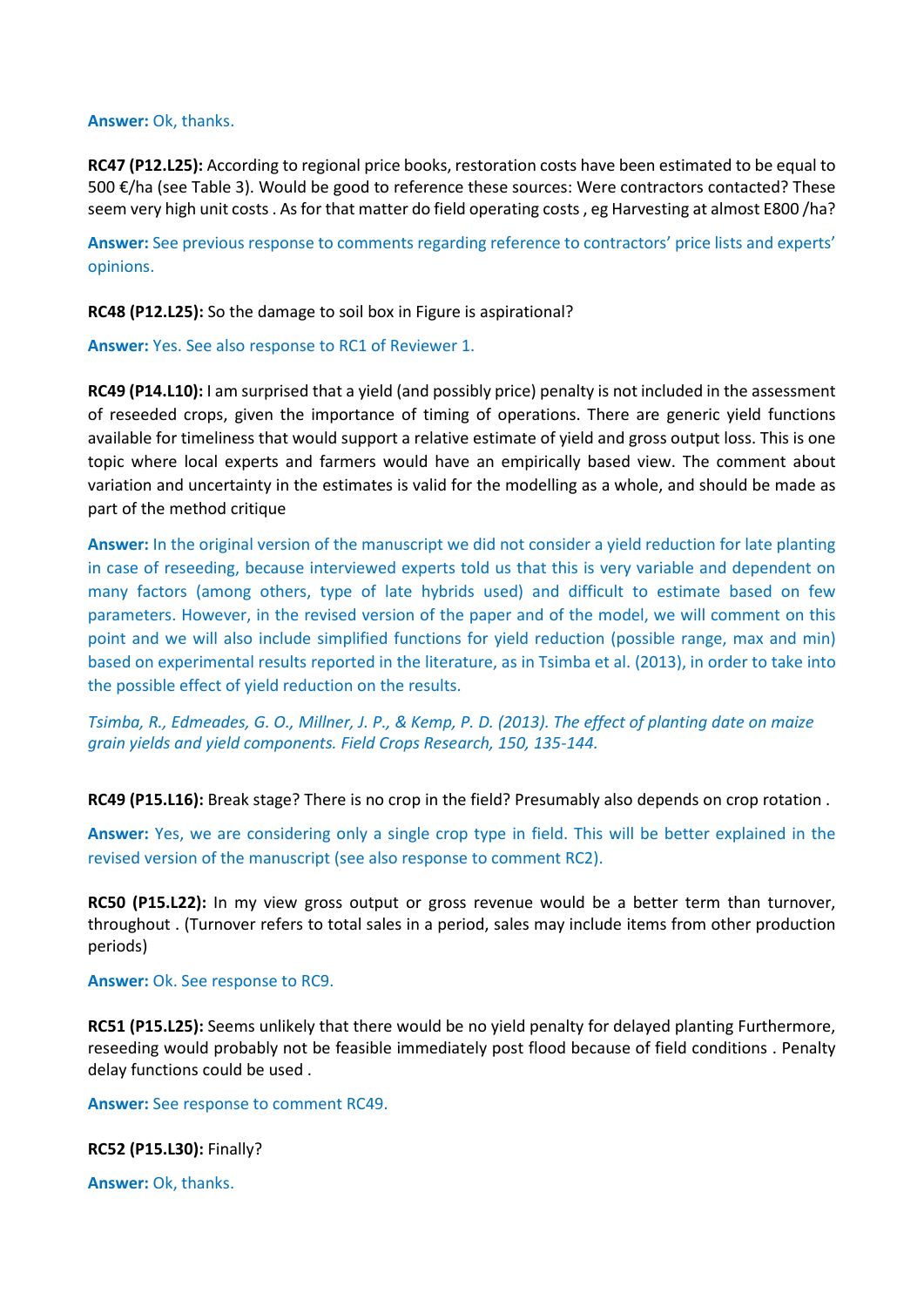**Answer:** Ok, thanks.

**RC47 (P12.L25):** According to regional price books, restoration costs have been estimated to be equal to 500 €/ha (see Table 3). Would be good to reference these sources: Were contractors contacted? These seem very high unit costs . As for that matter do field operating costs , eg Harvesting at almost E800 /ha?

**Answer:** See previous response to comments regarding reference to contractors' price lists and experts' opinions.

**RC48 (P12.L25):** So the damage to soil box in Figure is aspirational?

**Answer:** Yes. See also response to RC1 of Reviewer 1.

**RC49 (P14.L10):** I am surprised that a yield (and possibly price) penalty is not included in the assessment of reseeded crops, given the importance of timing of operations. There are generic yield functions available for timeliness that would support a relative estimate of yield and gross output loss. This is one topic where local experts and farmers would have an empirically based view. The comment about variation and uncertainty in the estimates is valid for the modelling as a whole, and should be made as part of the method critique

**Answer:** In the original version of the manuscript we did not consider a yield reduction for late planting in case of reseeding, because interviewed experts told us that this is very variable and dependent on many factors (among others, type of late hybrids used) and difficult to estimate based on few parameters. However, in the revised version of the paper and of the model, we will comment on this point and we will also include simplified functions for yield reduction (possible range, max and min) based on experimental results reported in the literature, as in Tsimba et al. (2013), in order to take into the possible effect of yield reduction on the results.

*Tsimba, R., Edmeades, G. O., Millner, J. P., & Kemp, P. D. (2013). The effect of planting date on maize grain yields and yield components. Field Crops Research, 150, 135-144.*

**RC49 (P15.L16):** Break stage? There is no crop in the field? Presumably also depends on crop rotation .

**Answer:** Yes, we are considering only a single crop type in field. This will be better explained in the revised version of the manuscript (see also response to comment RC2).

**RC50 (P15.L22):** In my view gross output or gross revenue would be a better term than turnover, throughout . (Turnover refers to total sales in a period, sales may include items from other production periods)

**Answer:** Ok. See response to RC9.

**RC51 (P15.L25):** Seems unlikely that there would be no yield penalty for delayed planting Furthermore, reseeding would probably not be feasible immediately post flood because of field conditions . Penalty delay functions could be used .

**Answer:** See response to comment RC49.

**RC52 (P15.L30):** Finally?

**Answer:** Ok, thanks.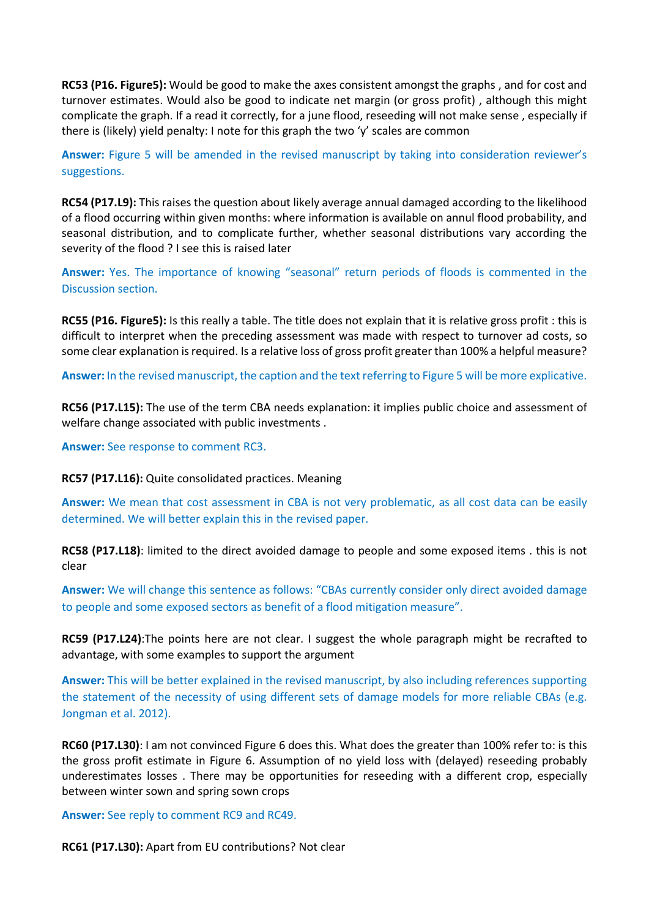**RC53 (P16. Figure5):** Would be good to make the axes consistent amongst the graphs , and for cost and turnover estimates. Would also be good to indicate net margin (or gross profit) , although this might complicate the graph. If a read it correctly, for a june flood, reseeding will not make sense , especially if there is (likely) yield penalty: I note for this graph the two 'y' scales are common

**Answer:** Figure 5 will be amended in the revised manuscript by taking into consideration reviewer's suggestions.

**RC54 (P17.L9):** This raises the question about likely average annual damaged according to the likelihood of a flood occurring within given months: where information is available on annul flood probability, and seasonal distribution, and to complicate further, whether seasonal distributions vary according the severity of the flood ? I see this is raised later

**Answer:** Yes. The importance of knowing "seasonal" return periods of floods is commented in the Discussion section.

**RC55 (P16. Figure5):** Is this really a table. The title does not explain that it is relative gross profit : this is difficult to interpret when the preceding assessment was made with respect to turnover ad costs, so some clear explanation is required. Is a relative loss of gross profit greater than 100% a helpful measure?

**Answer:** In the revised manuscript, the caption and the text referring to Figure 5 will be more explicative.

**RC56 (P17.L15):** The use of the term CBA needs explanation: it implies public choice and assessment of welfare change associated with public investments .

**Answer:** See response to comment RC3.

**RC57 (P17.L16):** Quite consolidated practices. Meaning

**Answer:** We mean that cost assessment in CBA is not very problematic, as all cost data can be easily determined. We will better explain this in the revised paper.

**RC58 (P17.L18)**: limited to the direct avoided damage to people and some exposed items . this is not clear

**Answer:** We will change this sentence as follows: "CBAs currently consider only direct avoided damage to people and some exposed sectors as benefit of a flood mitigation measure".

**RC59 (P17.L24)**:The points here are not clear. I suggest the whole paragraph might be recrafted to advantage, with some examples to support the argument

**Answer:** This will be better explained in the revised manuscript, by also including references supporting the statement of the necessity of using different sets of damage models for more reliable CBAs (e.g. Jongman et al. 2012).

**RC60 (P17.L30)**: I am not convinced Figure 6 does this. What does the greater than 100% refer to: is this the gross profit estimate in Figure 6. Assumption of no yield loss with (delayed) reseeding probably underestimates losses . There may be opportunities for reseeding with a different crop, especially between winter sown and spring sown crops

**Answer:** See reply to comment RC9 and RC49.

**RC61 (P17.L30):** Apart from EU contributions? Not clear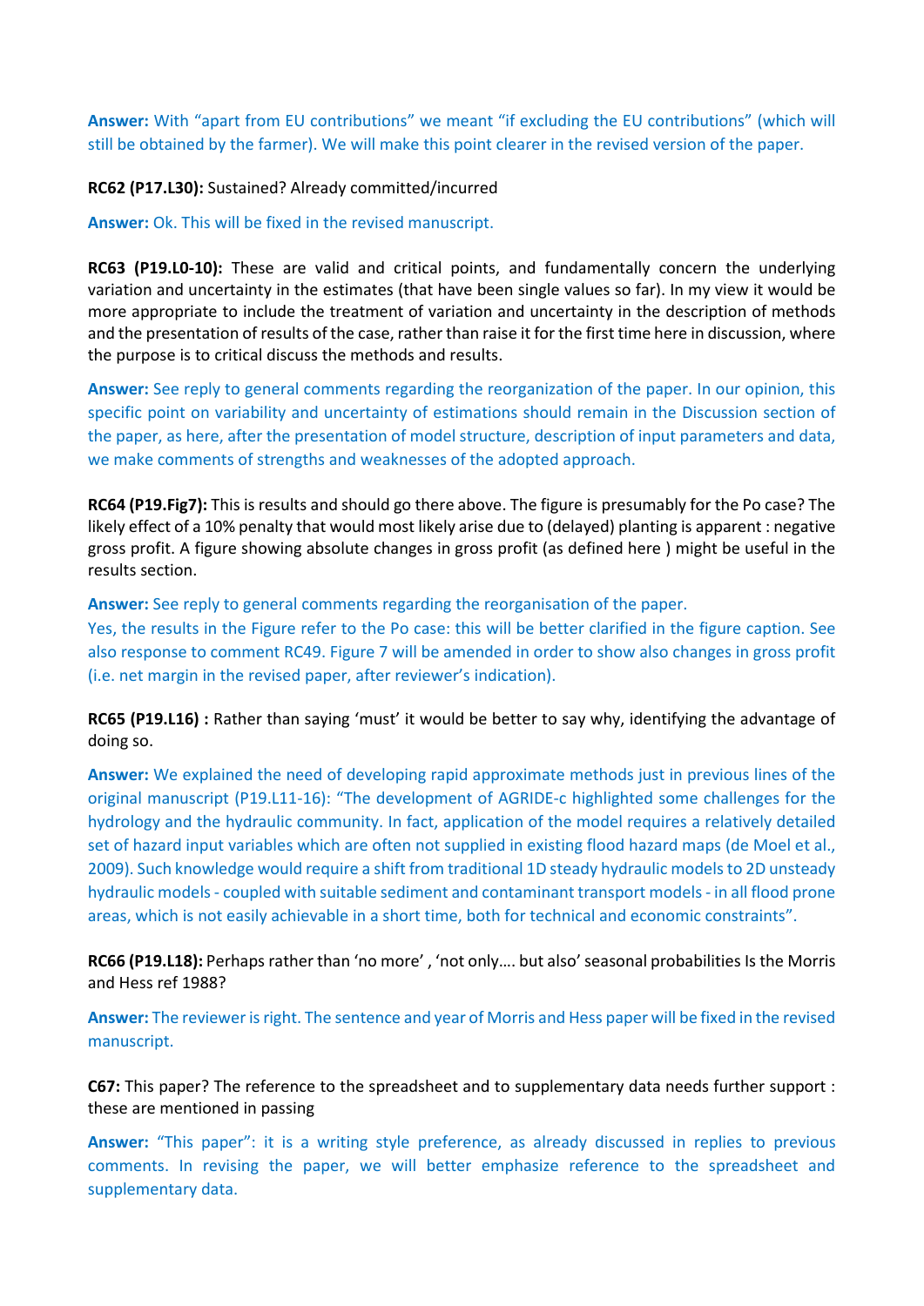**Answer:** With “apart from EU contributions” we meant “if excluding the EU contributions” (which will still be obtained by the farmer). We will make this point clearer in the revised version of the paper.

**RC62 (P17.L30):** Sustained? Already committed/incurred

**Answer:** Ok. This will be fixed in the revised manuscript.

**RC63 (P19.L0-10):** These are valid and critical points, and fundamentally concern the underlying variation and uncertainty in the estimates (that have been single values so far). In my view it would be more appropriate to include the treatment of variation and uncertainty in the description of methods and the presentation of results of the case, rather than raise it for the first time here in discussion, where the purpose is to critical discuss the methods and results.

**Answer:** See reply to general comments regarding the reorganization of the paper. In our opinion, this specific point on variability and uncertainty of estimations should remain in the Discussion section of the paper, as here, after the presentation of model structure, description of input parameters and data, we make comments of strengths and weaknesses of the adopted approach.

**RC64 (P19.Fig7):** This is results and should go there above. The figure is presumably for the Po case? The likely effect of a 10% penalty that would most likely arise due to (delayed) planting is apparent : negative gross profit. A figure showing absolute changes in gross profit (as defined here ) might be useful in the results section.

**Answer:** See reply to general comments regarding the reorganisation of the paper.
Yes, the results in the Figure refer to the Po case: this will be better clarified in the figure caption. See also response to comment RC49. Figure 7 will be amended in order to show also changes in gross profit (i.e. net margin in the revised paper, after reviewer’s indication).

**RC65 (P19.L16) :** Rather than saying ‘must’ it would be better to say why, identifying the advantage of doing so.

**Answer:** We explained the need of developing rapid approximate methods just in previous lines of the original manuscript (P19.L11-16): “The development of AGRIDE-c highlighted some challenges for the hydrology and the hydraulic community. In fact, application of the model requires a relatively detailed set of hazard input variables which are often not supplied in existing flood hazard maps (de Moel et al., 2009). Such knowledge would require a shift from traditional 1D steady hydraulic models to 2D unsteady hydraulic models - coupled with suitable sediment and contaminant transport models - in all flood prone areas, which is not easily achievable in a short time, both for technical and economic constraints”.

**RC66 (P19.L18):** Perhaps rather than ‘no more’ , ‘not only…. but also’ seasonal probabilities Is the Morris and Hess ref 1988?

**Answer:** The reviewer is right. The sentence and year of Morris and Hess paper will be fixed in the revised manuscript.

**C67:** This paper? The reference to the spreadsheet and to supplementary data needs further support : these are mentioned in passing

**Answer:** “This paper”: it is a writing style preference, as already discussed in replies to previous comments. In revising the paper, we will better emphasize reference to the spreadsheet and supplementary data.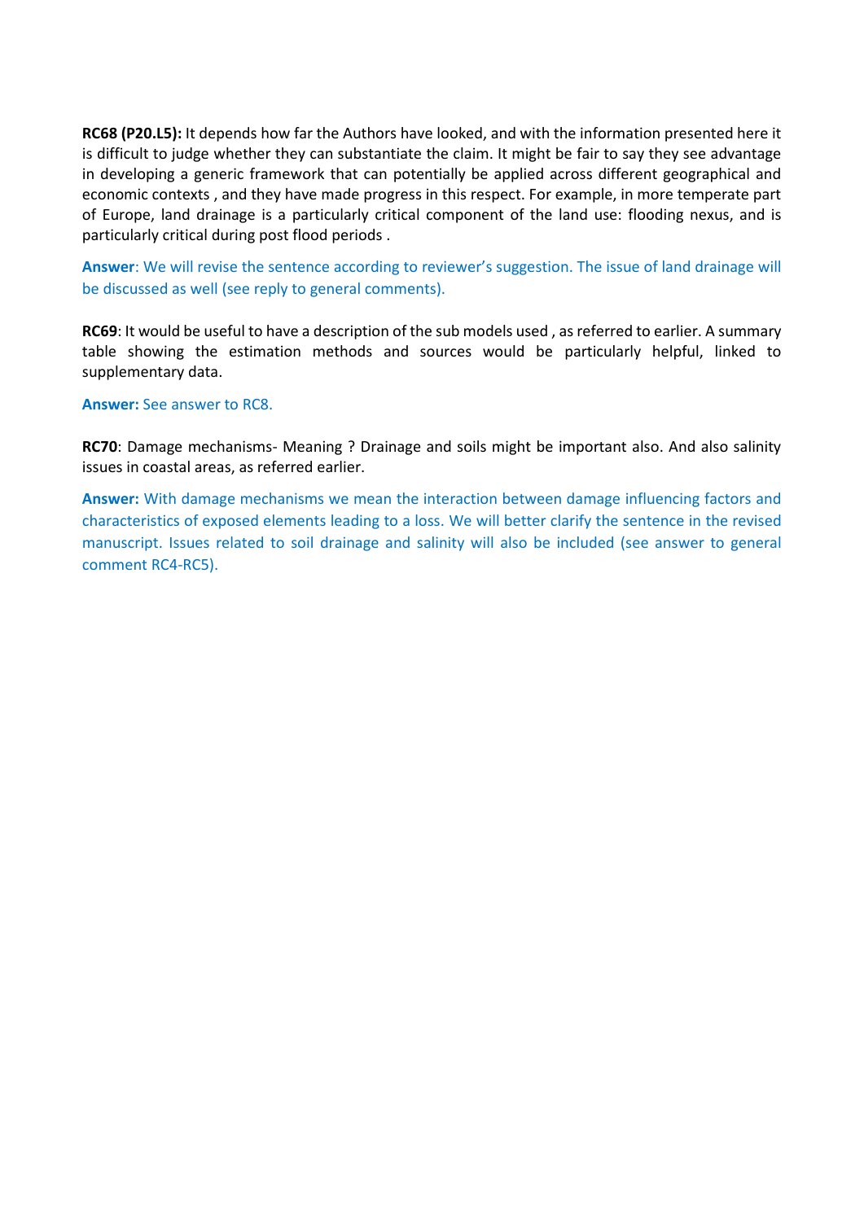**RC68 (P20.L5):** It depends how far the Authors have looked, and with the information presented here it is difficult to judge whether they can substantiate the claim. It might be fair to say they see advantage in developing a generic framework that can potentially be applied across different geographical and economic contexts , and they have made progress in this respect. For example, in more temperate part of Europe, land drainage is a particularly critical component of the land use: flooding nexus, and is particularly critical during post flood periods .

**Answer**: We will revise the sentence according to reviewer's suggestion. The issue of land drainage will be discussed as well (see reply to general comments).

**RC69**: It would be useful to have a description of the sub models used , as referred to earlier. A summary table showing the estimation methods and sources would be particularly helpful, linked to supplementary data.

**Answer:** See answer to RC8.

**RC70**: Damage mechanisms- Meaning ? Drainage and soils might be important also. And also salinity issues in coastal areas, as referred earlier.

**Answer:** With damage mechanisms we mean the interaction between damage influencing factors and characteristics of exposed elements leading to a loss. We will better clarify the sentence in the revised manuscript. Issues related to soil drainage and salinity will also be included (see answer to general comment RC4-RC5).